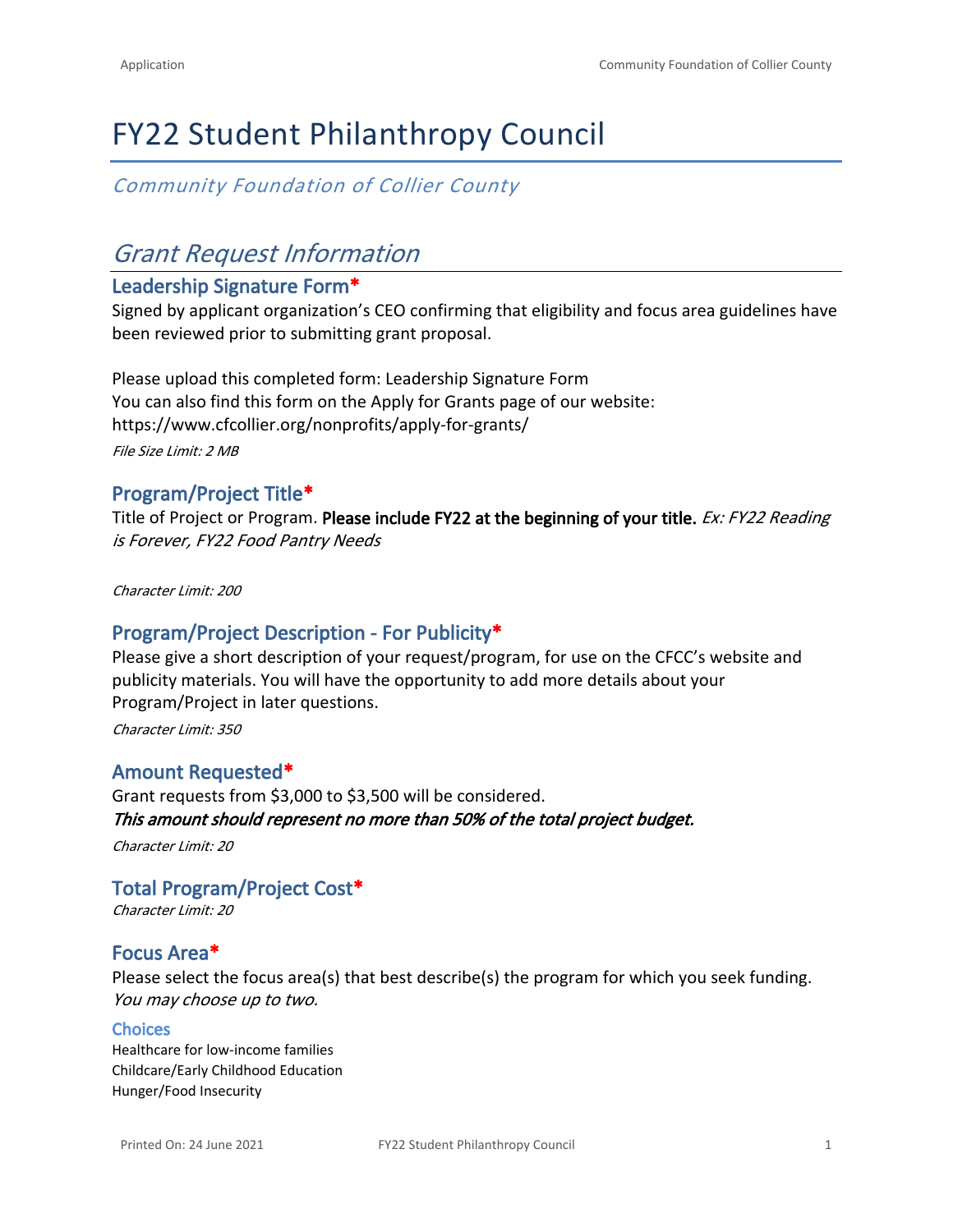# FY22 Student Philanthropy Council

*Community Foundation of Collier County*

## *Grant Request Information*

### Leadership Signature Form*

Signed by applicant organization's CEO confirming that eligibility and focus area guidelines have been reviewed prior to submitting grant proposal.

Please upload this completed form: Leadership Signature Form
You can also find this form on the Apply for Grants page of our website:
https://www.cfcollier.org/nonprofits/apply-for-grants/

*File Size Limit: 2 MB*

### Program/Project Title*

Title of Project or Program. **Please include FY22 at the beginning of your title.** *Ex: FY22 Reading is Forever, FY22 Food Pantry Needs*

*Character Limit: 200*

### Program/Project Description - For Publicity*

Please give a short description of your request/program, for use on the CFCC's website and publicity materials. You will have the opportunity to add more details about your Program/Project in later questions.

*Character Limit: 350*

### Amount Requested*

Grant requests from $3,000 to $3,500 will be considered.
***This amount should represent no more than 50% of the total project budget.***

*Character Limit: 20*

### Total Program/Project Cost*

*Character Limit: 20*

### Focus Area*

Please select the focus area(s) that best describe(s) the program for which you seek funding. *You may choose up to two.*

#### Choices

Healthcare for low-income families
Childcare/Early Childhood Education
Hunger/Food Insecurity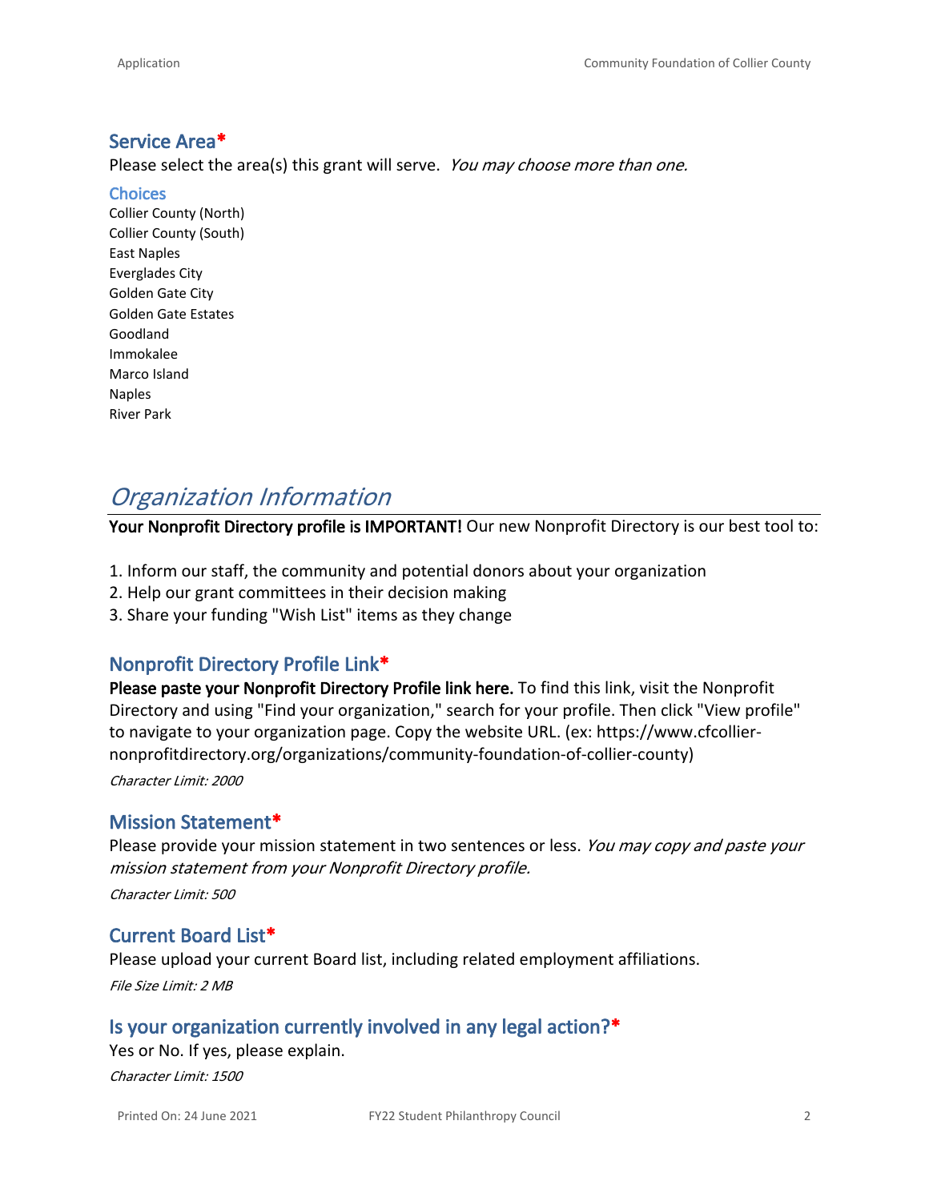### Service Area*

Please select the area(s) this grant will serve. *You may choose more than one.*

#### Choices

Collier County (North)
Collier County (South)
East Naples
Everglades City
Golden Gate City
Golden Gate Estates
Goodland
Immokalee
Marco Island
Naples
River Park

## *Organization Information*

**Your Nonprofit Directory profile is IMPORTANT!** Our new Nonprofit Directory is our best tool to:

1. Inform our staff, the community and potential donors about your organization
2. Help our grant committees in their decision making
3. Share your funding "Wish List" items as they change

### Nonprofit Directory Profile Link*

**Please paste your Nonprofit Directory Profile link here.** To find this link, visit the Nonprofit Directory and using "Find your organization," search for your profile. Then click "View profile" to navigate to your organization page. Copy the website URL. (ex: https://www.cfcollier-nonprofitdirectory.org/organizations/community-foundation-of-collier-county)

*Character Limit: 2000*

### Mission Statement*

Please provide your mission statement in two sentences or less. *You may copy and paste your mission statement from your Nonprofit Directory profile.*

*Character Limit: 500*

### Current Board List*

Please upload your current Board list, including related employment affiliations.

*File Size Limit: 2 MB*

### Is your organization currently involved in any legal action?*

Yes or No. If yes, please explain.

*Character Limit: 1500*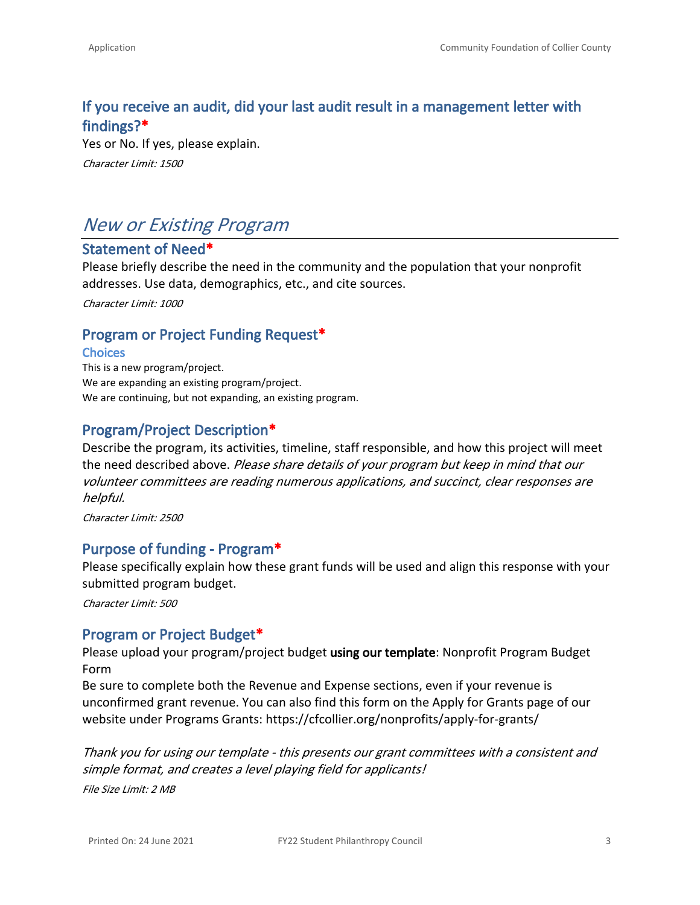### If you receive an audit, did your last audit result in a management letter with findings?*

Yes or No. If yes, please explain.

*Character Limit: 1500*

## *New or Existing Program*

### Statement of Need*

Please briefly describe the need in the community and the population that your nonprofit addresses. Use data, demographics, etc., and cite sources.

*Character Limit: 1000*

### Program or Project Funding Request*

#### Choices

This is a new program/project.
We are expanding an existing program/project.
We are continuing, but not expanding, an existing program.

### Program/Project Description*

Describe the program, its activities, timeline, staff responsible, and how this project will meet the need described above. *Please share details of your program but keep in mind that our volunteer committees are reading numerous applications, and succinct, clear responses are helpful.*

*Character Limit: 2500*

### Purpose of funding - Program*

Please specifically explain how these grant funds will be used and align this response with your submitted program budget.

*Character Limit: 500*

### Program or Project Budget*

Please upload your program/project budget **using our template**: Nonprofit Program Budget Form

Be sure to complete both the Revenue and Expense sections, even if your revenue is unconfirmed grant revenue. You can also find this form on the Apply for Grants page of our website under Programs Grants: https://cfcollier.org/nonprofits/apply-for-grants/

*Thank you for using our template - this presents our grant committees with a consistent and simple format, and creates a level playing field for applicants!*

*File Size Limit: 2 MB*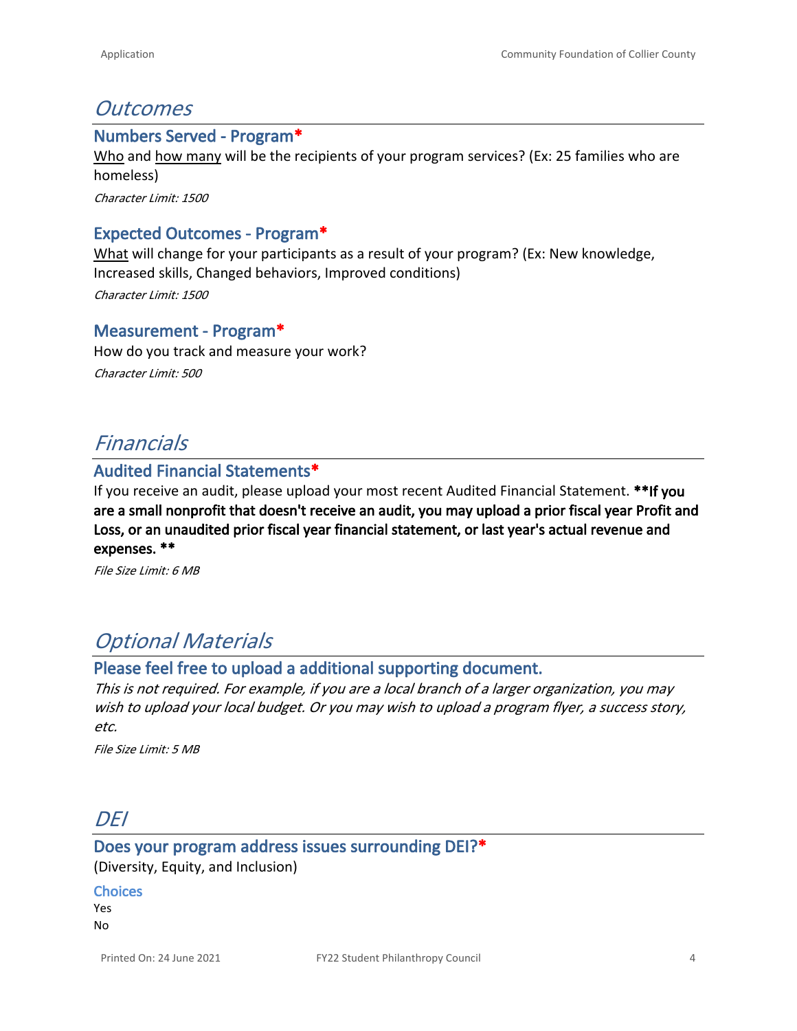## *Outcomes*

### Numbers Served - Program*

Who and how many will be the recipients of your program services? (Ex: 25 families who are homeless)

*Character Limit: 1500*

### Expected Outcomes - Program*

What will change for your participants as a result of your program? (Ex: New knowledge, Increased skills, Changed behaviors, Improved conditions)

*Character Limit: 1500*

### Measurement - Program*

How do you track and measure your work?

*Character Limit: 500*

## *Financials*

### Audited Financial Statements*

If you receive an audit, please upload your most recent Audited Financial Statement. **If you are a small nonprofit that doesn't receive an audit, you may upload a prior fiscal year Profit and Loss, or an unaudited prior fiscal year financial statement, or last year's actual revenue and expenses.**

*File Size Limit: 6 MB*

## *Optional Materials*

### Please feel free to upload a additional supporting document.

*This is not required. For example, if you are a local branch of a larger organization, you may wish to upload your local budget. Or you may wish to upload a program flyer, a success story, etc.*

*File Size Limit: 5 MB*

## *DEI*

### Does your program address issues surrounding DEI?*

(Diversity, Equity, and Inclusion)

**Choices**

Yes
No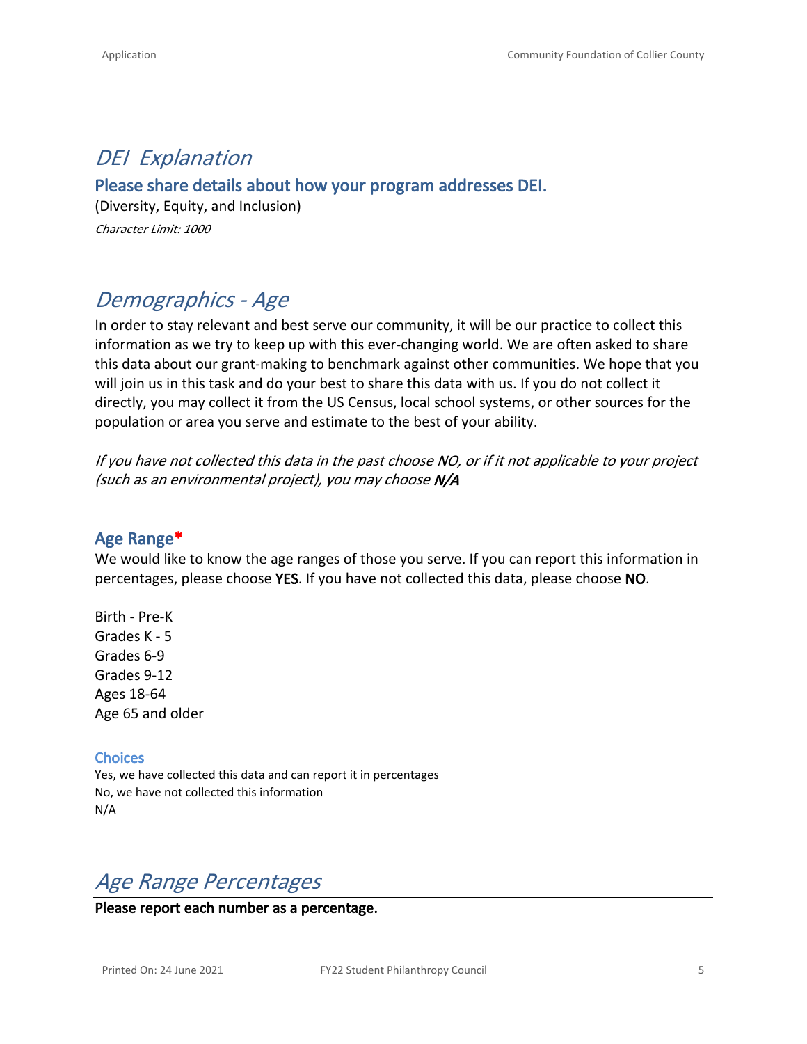## *DEI Explanation*

### Please share details about how your program addresses DEI.

(Diversity, Equity, and Inclusion)

*Character Limit: 1000*

## *Demographics - Age*

In order to stay relevant and best serve our community, it will be our practice to collect this information as we try to keep up with this ever-changing world. We are often asked to share this data about our grant-making to benchmark against other communities. We hope that you will join us in this task and do your best to share this data with us. If you do not collect it directly, you may collect it from the US Census, local school systems, or other sources for the population or area you serve and estimate to the best of your ability.

*If you have not collected this data in the past choose NO, or if it not applicable to your project (such as an environmental project), you may choose **N/A***

### Age Range*

We would like to know the age ranges of those you serve. If you can report this information in percentages, please choose **YES**. If you have not collected this data, please choose **NO**.

Birth - Pre-K
Grades K - 5
Grades 6-9
Grades 9-12
Ages 18-64
Age 65 and older

#### Choices

Yes, we have collected this data and can report it in percentages
No, we have not collected this information
N/A

## *Age Range Percentages*

**Please report each number as a percentage.**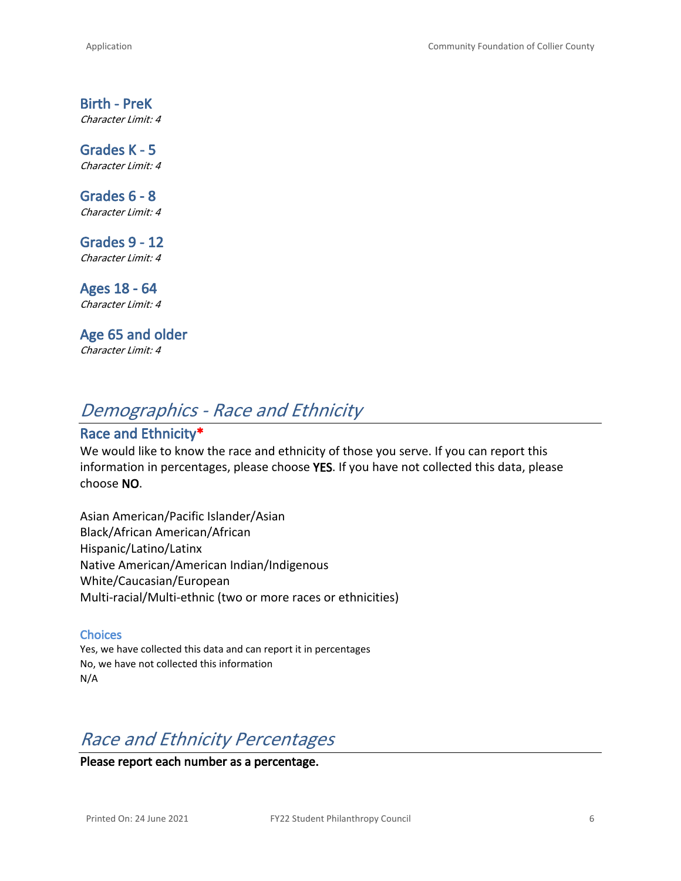### Birth - PreK
*Character Limit: 4*

### Grades K - 5
*Character Limit: 4*

### Grades 6 - 8
*Character Limit: 4*

### Grades 9 - 12
*Character Limit: 4*

### Ages 18 - 64
*Character Limit: 4*

### Age 65 and older
*Character Limit: 4*

## *Demographics - Race and Ethnicity*

### Race and Ethnicity*

We would like to know the race and ethnicity of those you serve. If you can report this information in percentages, please choose **YES**. If you have not collected this data, please choose **NO**.

Asian American/Pacific Islander/Asian
Black/African American/African
Hispanic/Latino/Latinx
Native American/American Indian/Indigenous
White/Caucasian/European
Multi-racial/Multi-ethnic (two or more races or ethnicities)

#### Choices

Yes, we have collected this data and can report it in percentages
No, we have not collected this information
N/A

## *Race and Ethnicity Percentages*

**Please report each number as a percentage.**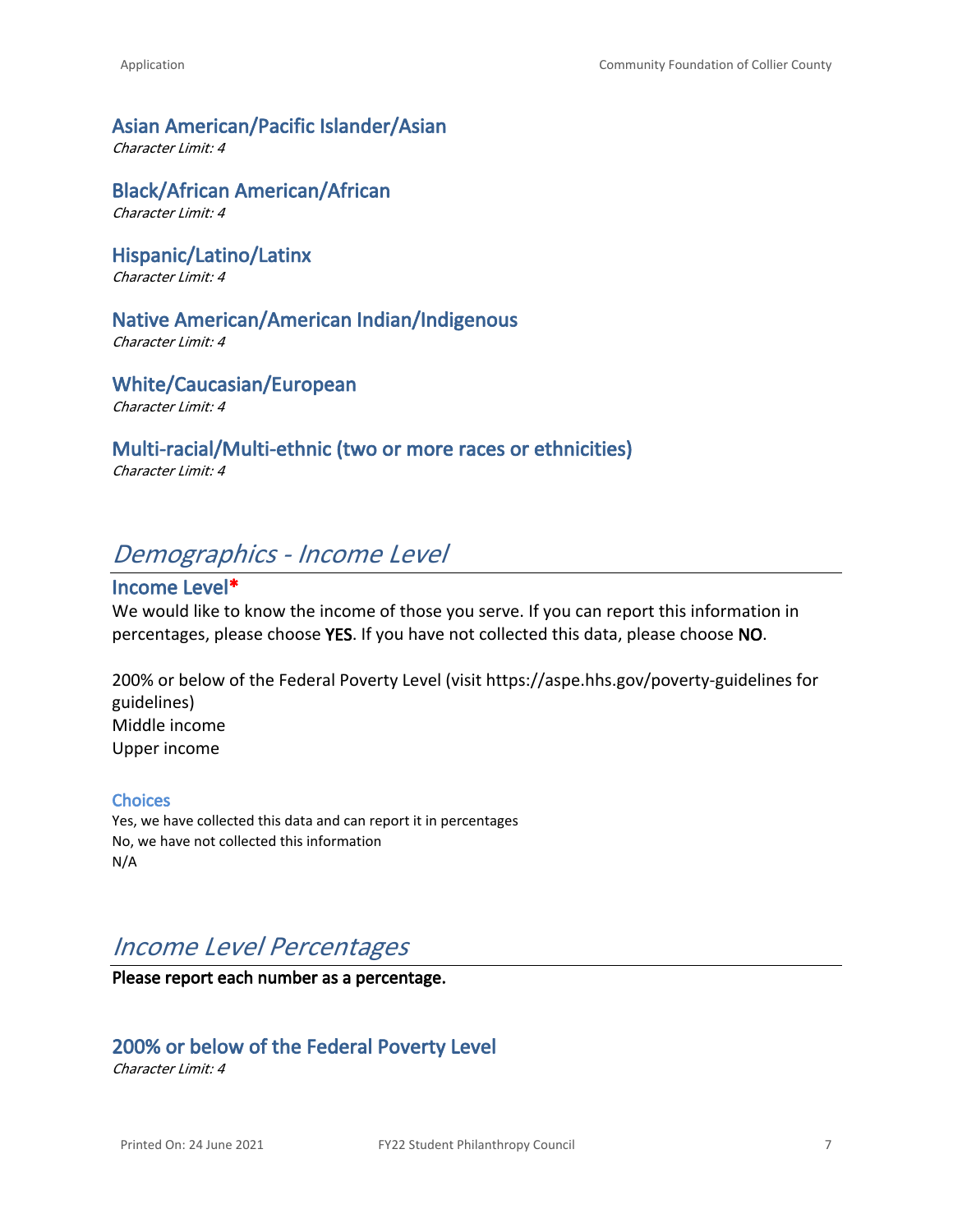### Asian American/Pacific Islander/Asian

*Character Limit: 4*

### Black/African American/African

*Character Limit: 4*

### Hispanic/Latino/Latinx

*Character Limit: 4*

### Native American/American Indian/Indigenous

*Character Limit: 4*

### White/Caucasian/European

*Character Limit: 4*

### Multi-racial/Multi-ethnic (two or more races or ethnicities)

*Character Limit: 4*

## *Demographics - Income Level*

### Income Level*

We would like to know the income of those you serve. If you can report this information in percentages, please choose **YES**. If you have not collected this data, please choose **NO**.

200% or below of the Federal Poverty Level (visit https://aspe.hhs.gov/poverty-guidelines for guidelines)
Middle income
Upper income

#### Choices

Yes, we have collected this data and can report it in percentages
No, we have not collected this information
N/A

## *Income Level Percentages*

**Please report each number as a percentage.**

### 200% or below of the Federal Poverty Level

*Character Limit: 4*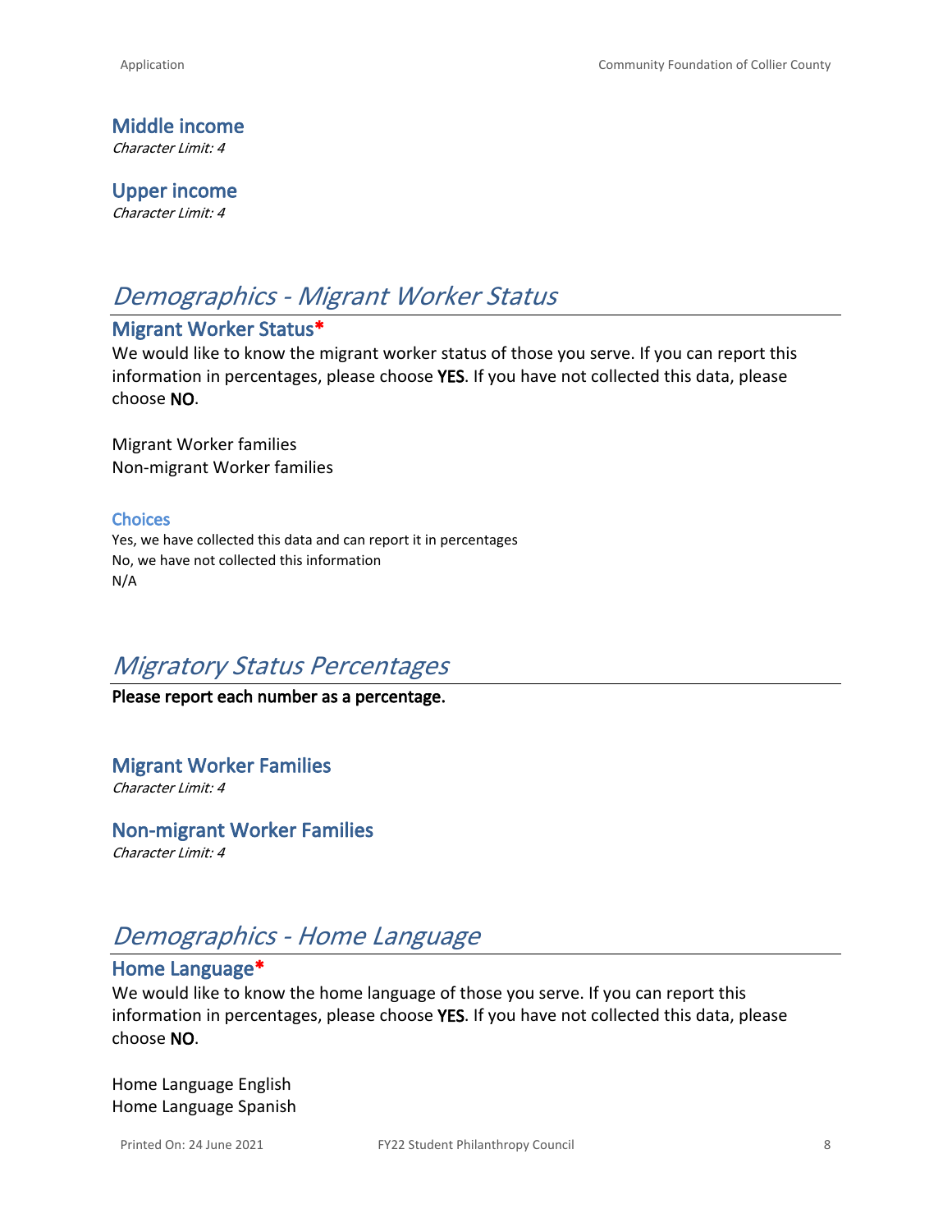### Middle income
*Character Limit: 4*

### Upper income
*Character Limit: 4*

## *Demographics - Migrant Worker Status*

### Migrant Worker Status*

We would like to know the migrant worker status of those you serve. If you can report this information in percentages, please choose **YES**. If you have not collected this data, please choose **NO**.

Migrant Worker families
Non-migrant Worker families

#### Choices

Yes, we have collected this data and can report it in percentages
No, we have not collected this information
N/A

## *Migratory Status Percentages*

**Please report each number as a percentage.**

### Migrant Worker Families
*Character Limit: 4*

### Non-migrant Worker Families
*Character Limit: 4*

## *Demographics - Home Language*

### Home Language*

We would like to know the home language of those you serve. If you can report this information in percentages, please choose **YES**. If you have not collected this data, please choose **NO**.

Home Language English
Home Language Spanish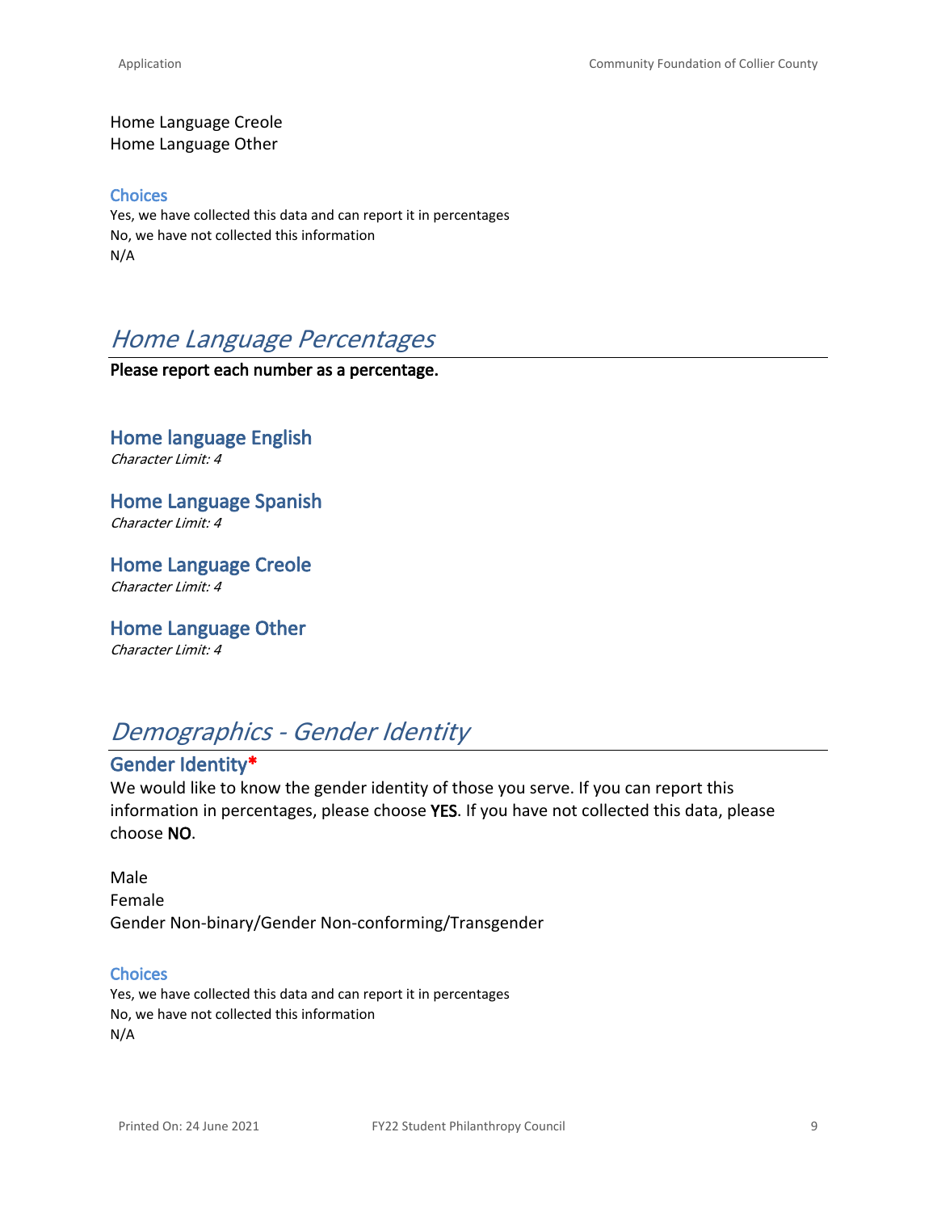Home Language Creole
Home Language Other

### Choices

Yes, we have collected this data and can report it in percentages
No, we have not collected this information
N/A

## *Home Language Percentages*

**Please report each number as a percentage.**

### Home language English

*Character Limit: 4*

### Home Language Spanish

*Character Limit: 4*

### Home Language Creole

*Character Limit: 4*

### Home Language Other

*Character Limit: 4*

## *Demographics - Gender Identity*

### Gender Identity*

We would like to know the gender identity of those you serve. If you can report this information in percentages, please choose **YES**. If you have not collected this data, please choose **NO**.

Male
Female
Gender Non-binary/Gender Non-conforming/Transgender

### Choices

Yes, we have collected this data and can report it in percentages
No, we have not collected this information
N/A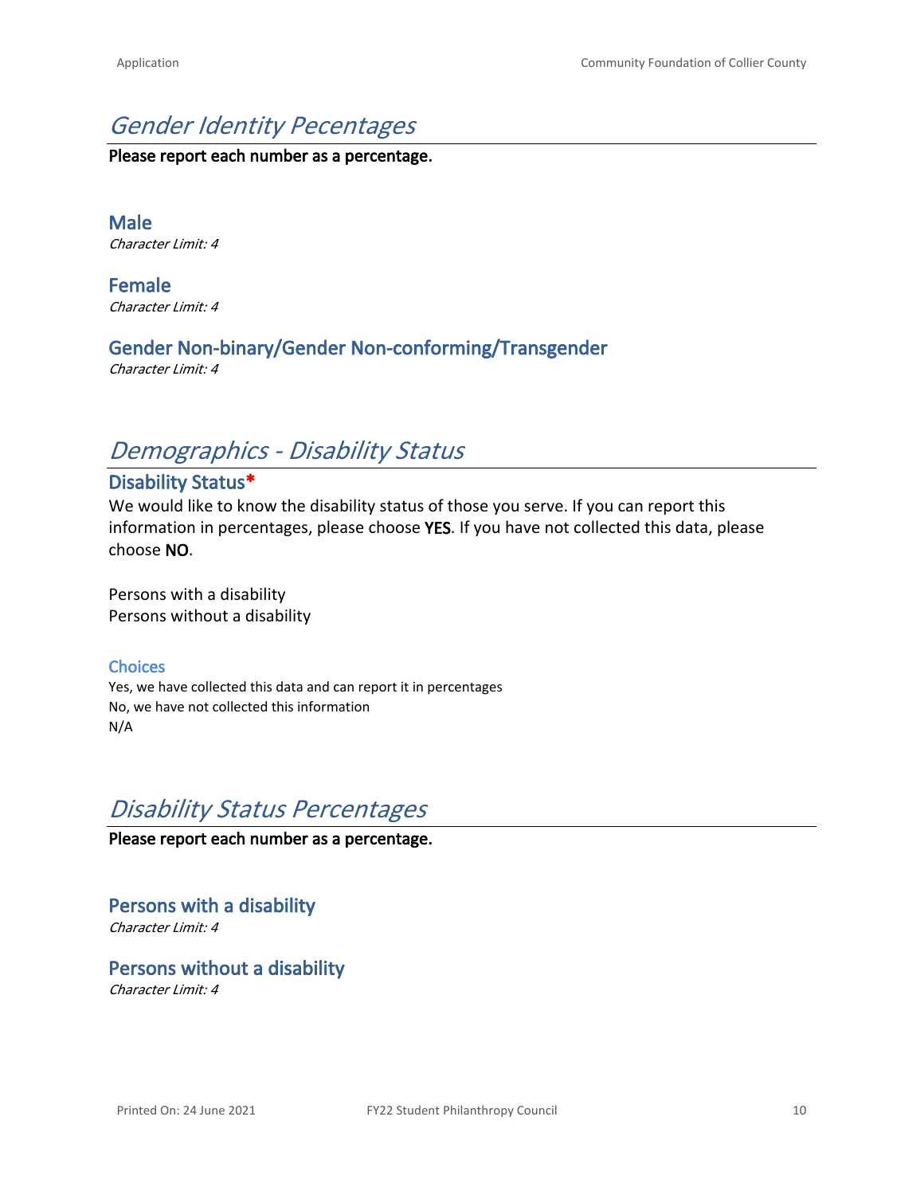## *Gender Identity Pecentages*

**Please report each number as a percentage.**

### Male

*Character Limit: 4*

### Female

*Character Limit: 4*

### Gender Non-binary/Gender Non-conforming/Transgender

*Character Limit: 4*

## *Demographics - Disability Status*

### Disability Status*

We would like to know the disability status of those you serve. If you can report this information in percentages, please choose **YES**. If you have not collected this data, please choose **NO**.

Persons with a disability
Persons without a disability

#### Choices

Yes, we have collected this data and can report it in percentages
No, we have not collected this information
N/A

## *Disability Status Percentages*

**Please report each number as a percentage.**

### Persons with a disability

*Character Limit: 4*

### Persons without a disability

*Character Limit: 4*